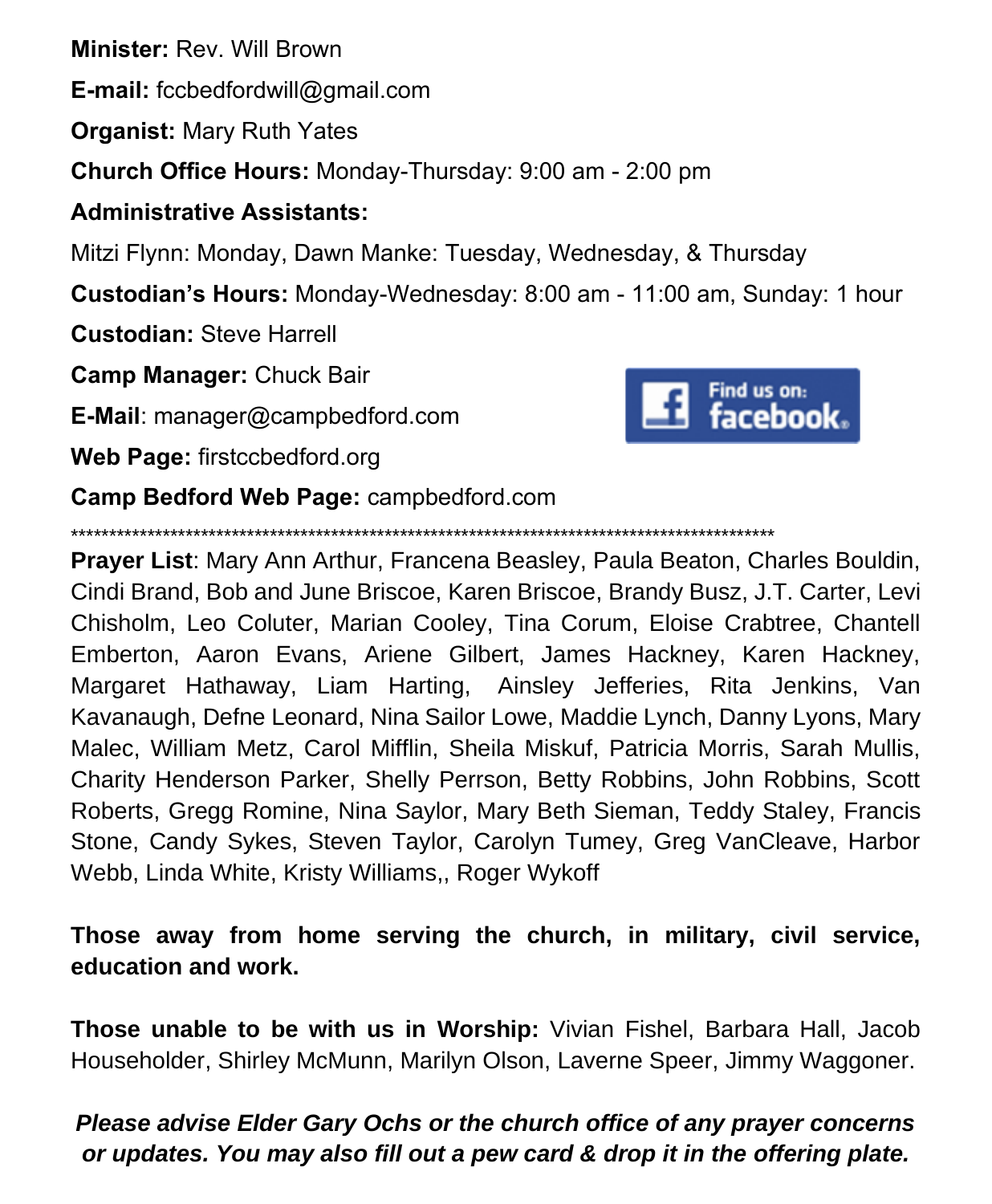**Minister:** Rev. Will Brown

**E-mail:** fccbedfordwill@gmail.com

**Organist:** Mary Ruth Yates

**Church Office Hours:** Monday-Thursday: 9:00 am - 2:00 pm

**Administrative Assistants:**

Mitzi Flynn: Monday, Dawn Manke: Tuesday, Wednesday, & Thursday

**Custodian's Hours:** Monday-Wednesday: 8:00 am - 11:00 am, Sunday: 1 hour

**Custodian:** Steve Harrell

**Camp Manager:** Chuck Bair

**E-Mail**: manager@campbedford.com

**Web Page:** firstccbedford.org

**Camp Bedford Web Page:** campbedford.com

Find us on: facebook

***************************************************************************************************

**Prayer List**: Mary Ann Arthur, Francena Beasley, Paula Beaton, Charles Bouldin, Cindi Brand, Bob and June Briscoe, Karen Briscoe, Brandy Busz, J.T. Carter, Levi Chisholm, Leo Coluter, Marian Cooley, Tina Corum, Eloise Crabtree, Chantell Emberton, Aaron Evans, Ariene Gilbert, James Hackney, Karen Hackney, Margaret Hathaway, Liam Harting, Ainsley Jefferies, Rita Jenkins, Van Kavanaugh, Defne Leonard, Nina Sailor Lowe, Maddie Lynch, Danny Lyons, Mary Malec, William Metz, Carol Mifflin, Sheila Miskuf, Patricia Morris, Sarah Mullis, Charity Henderson Parker, Shelly Perrson, Betty Robbins, John Robbins, Scott Roberts, Gregg Romine, Nina Saylor, Mary Beth Sieman, Teddy Staley, Francis Stone, Candy Sykes, Steven Taylor, Carolyn Tumey, Greg VanCleave, Harbor Webb, Linda White, Kristy Williams,, Roger Wykoff

**Those away from home serving the church, in military, civil service, education and work.**

**Those unable to be with us in Worship:** Vivian Fishel, Barbara Hall, Jacob Householder, Shirley McMunn, Marilyn Olson, Laverne Speer, Jimmy Waggoner.

***Please advise Elder Gary Ochs or the church office of any prayer concerns or updates. You may also fill out a pew card & drop it in the offering plate.***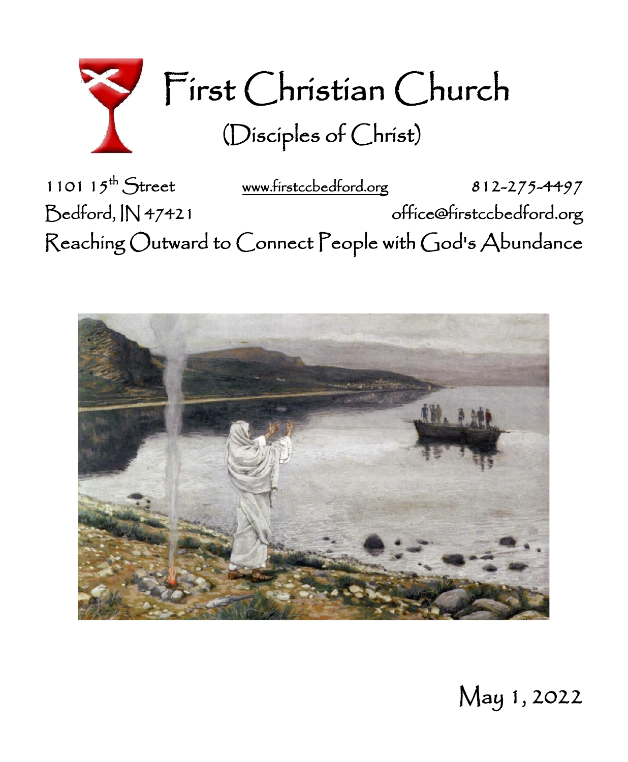# First Christian Church

## (Disciples of Christ)

1101 15th Street　　www.firstccbedford.org　　812-275-4497

Bedford, IN 47421　　office@firstccbedford.org

Reaching Outward to Connect People with God's Abundance

May 1, 2022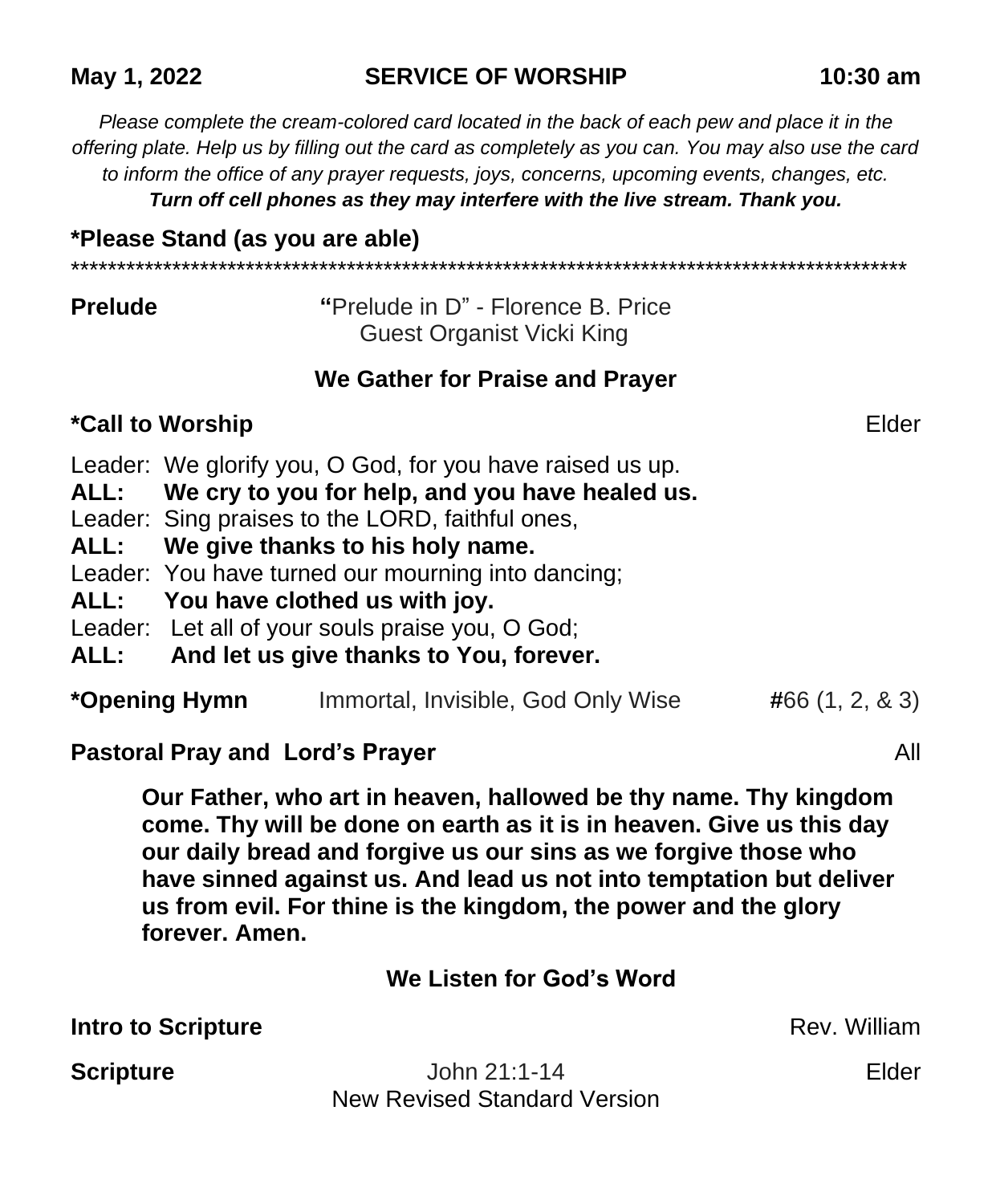**May 1, 2022** **SERVICE OF WORSHIP** **10:30 am**

*Please complete the cream-colored card located in the back of each pew and place it in the offering plate. Help us by filling out the card as completely as you can. You may also use the card to inform the office of any prayer requests, joys, concerns, upcoming events, changes, etc.*
***Turn off cell phones as they may interfere with the live stream. Thank you.***

**\*Please Stand (as you are able)**

\*\*\*\*\*\*\*\*\*\*\*\*\*\*\*\*\*\*\*\*\*\*\*\*\*\*\*\*\*\*\*\*\*\*\*\*\*\*\*\*\*\*\*\*\*\*\*\*\*\*\*\*\*\*\*\*\*\*\*\*\*\*\*\*\*\*\*\*\*\*\*\*\*\*\*\*\*\*\*\*\*\*\*\*\*\*\*\*\*\*\*\*

**Prelude** **"**Prelude in D" - Florence B. Price
Guest Organist Vicki King

## We Gather for Praise and Prayer

**\*Call to Worship** Elder

Leader: We glorify you, O God, for you have raised us up.
**ALL: We cry to you for help, and you have healed us.**
Leader: Sing praises to the LORD, faithful ones,
**ALL: We give thanks to his holy name.**
Leader: You have turned our mourning into dancing;
**ALL: You have clothed us with joy.**
Leader: Let all of your souls praise you, O God;
**ALL: And let us give thanks to You, forever.**

**\*Opening Hymn** Immortal, Invisible, God Only Wise **#**66 (1, 2, & 3)

**Pastoral Pray and Lord's Prayer** All

**Our Father, who art in heaven, hallowed be thy name. Thy kingdom come. Thy will be done on earth as it is in heaven. Give us this day our daily bread and forgive us our sins as we forgive those who have sinned against us. And lead us not into temptation but deliver us from evil. For thine is the kingdom, the power and the glory forever. Amen.**

## We Listen for God's Word

**Intro to Scripture** Rev. William

**Scripture** John 21:1-14 Elder
New Revised Standard Version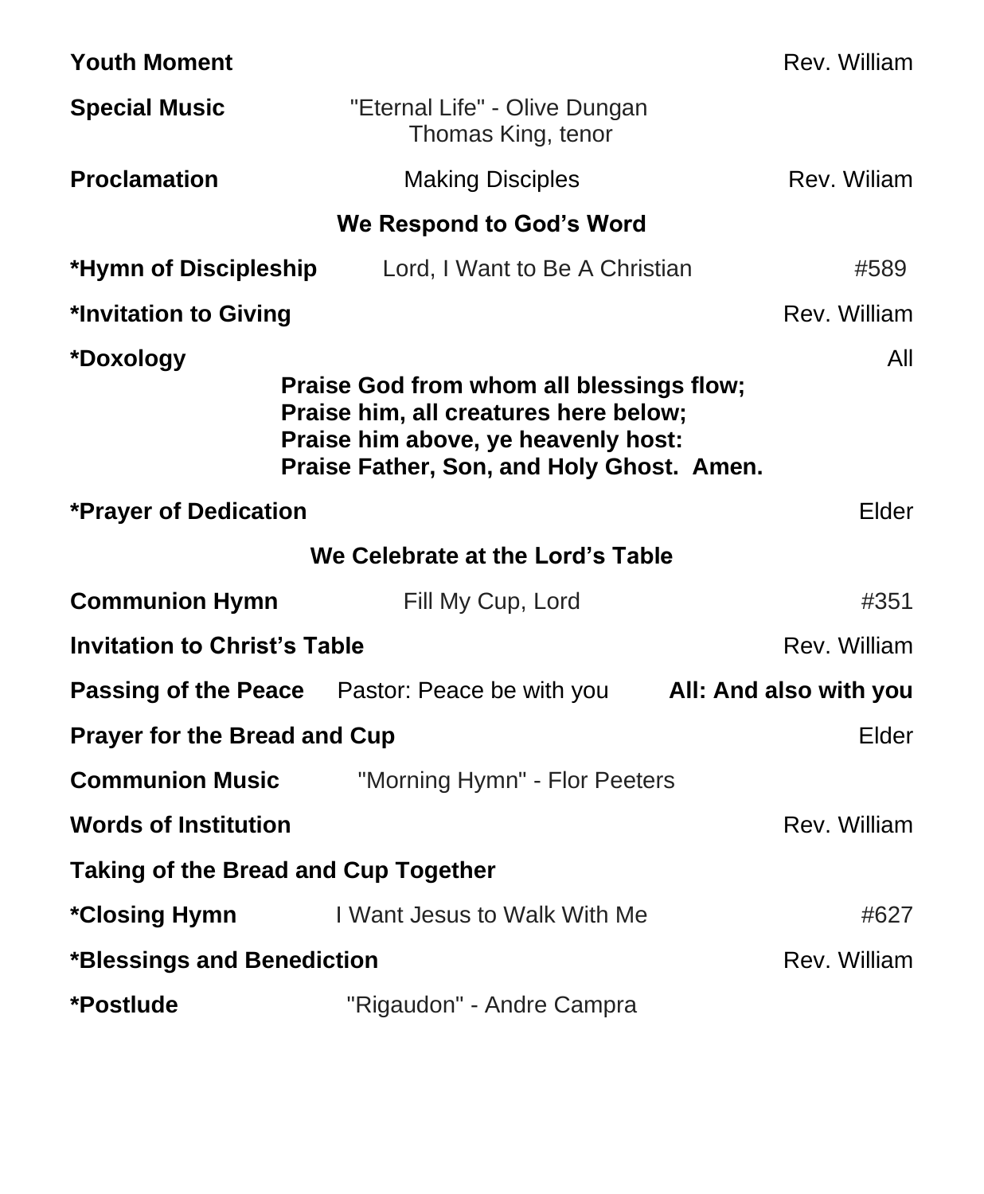**Youth Moment** Rev. William

**Special Music** "Eternal Life" - Olive Dungan
Thomas King, tenor

**Proclamation** Making Disciples Rev. Wiliam

## We Respond to God's Word

***Hymn of Discipleship** Lord, I Want to Be A Christian #589

***Invitation to Giving** Rev. William

***Doxology** All

**Praise God from whom all blessings flow;**
**Praise him, all creatures here below;**
**Praise him above, ye heavenly host:**
**Praise Father, Son, and Holy Ghost. Amen.**

***Prayer of Dedication** Elder

## We Celebrate at the Lord's Table

**Communion Hymn** Fill My Cup, Lord #351

**Invitation to Christ's Table** Rev. William

**Passing of the Peace** Pastor: Peace be with you **All: And also with you**

**Prayer for the Bread and Cup** Elder

**Communion Music** "Morning Hymn" - Flor Peeters

**Words of Institution** Rev. William

**Taking of the Bread and Cup Together**

***Closing Hymn** I Want Jesus to Walk With Me #627

***Blessings and Benediction** Rev. William

***Postlude** "Rigaudon" - Andre Campra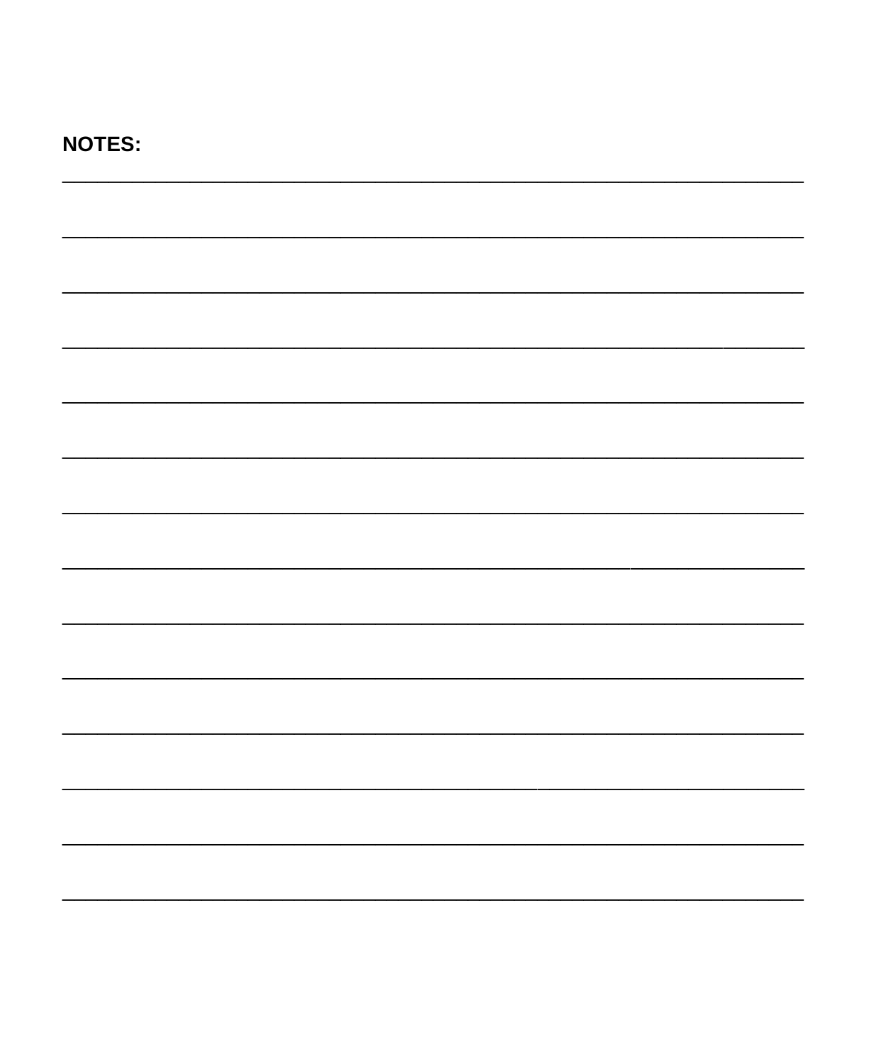**NOTES:**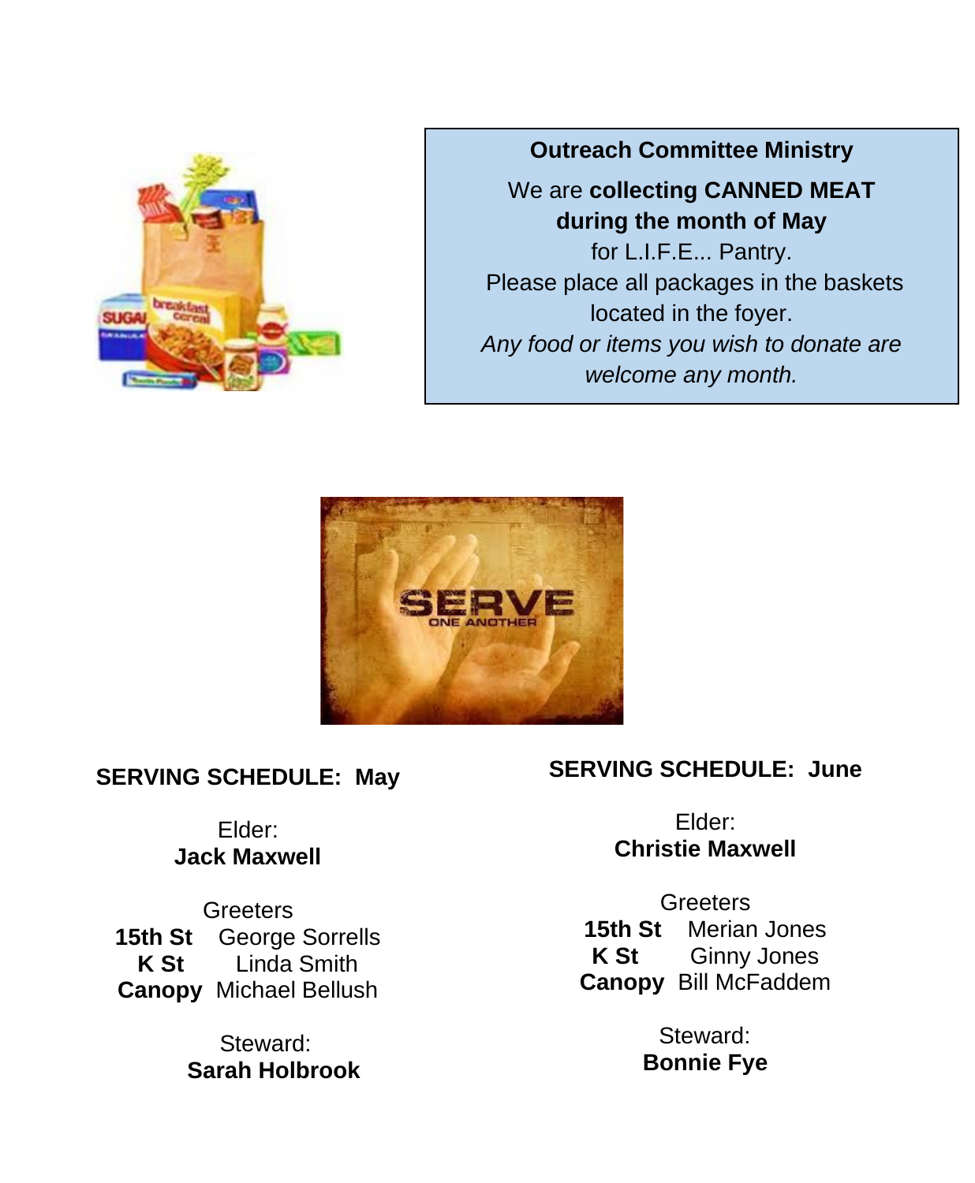## Outreach Committee Ministry

We are **collecting CANNED MEAT during the month of May** for L.I.F.E... Pantry.

Please place all packages in the baskets located in the foyer.

*Any food or items you wish to donate are welcome any month.*

### SERVING SCHEDULE: May

Elder:
**Jack Maxwell**

Greeters
**15th St** George Sorrells
**K St** Linda Smith
**Canopy** Michael Bellush

Steward:
**Sarah Holbrook**

### SERVING SCHEDULE: June

Elder:
**Christie Maxwell**

Greeters
**15th St** Merian Jones
**K St** Ginny Jones
**Canopy** Bill McFaddem

Steward:
**Bonnie Fye**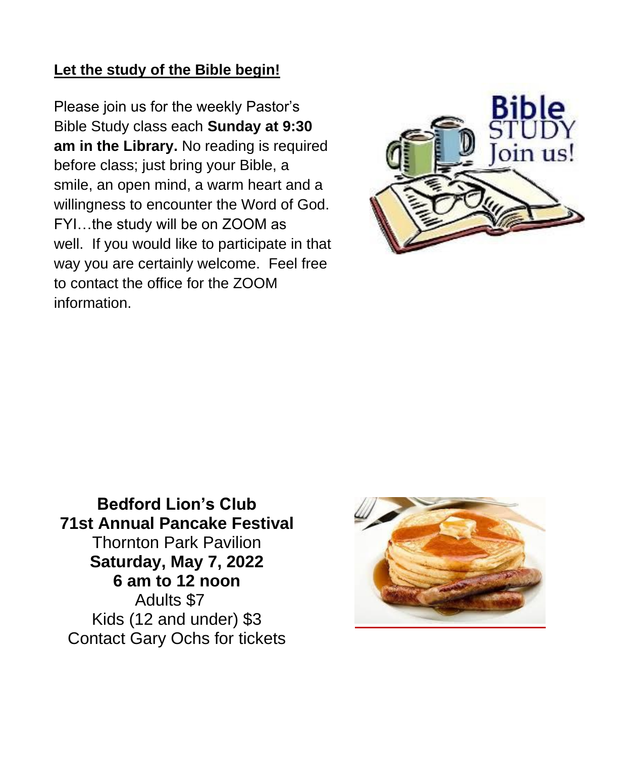**Let the study of the Bible begin!**

Please join us for the weekly Pastor's Bible Study class each **Sunday at 9:30 am in the Library.** No reading is required before class; just bring your Bible, a smile, an open mind, a warm heart and a willingness to encounter the Word of God. FYI…the study will be on ZOOM as well. If you would like to participate in that way you are certainly welcome. Feel free to contact the office for the ZOOM information.

**Bedford Lion's Club**
**71st Annual Pancake Festival**
Thornton Park Pavilion
**Saturday, May 7, 2022**
**6 am to 12 noon**
Adults $7
Kids (12 and under) $3
Contact Gary Ochs for tickets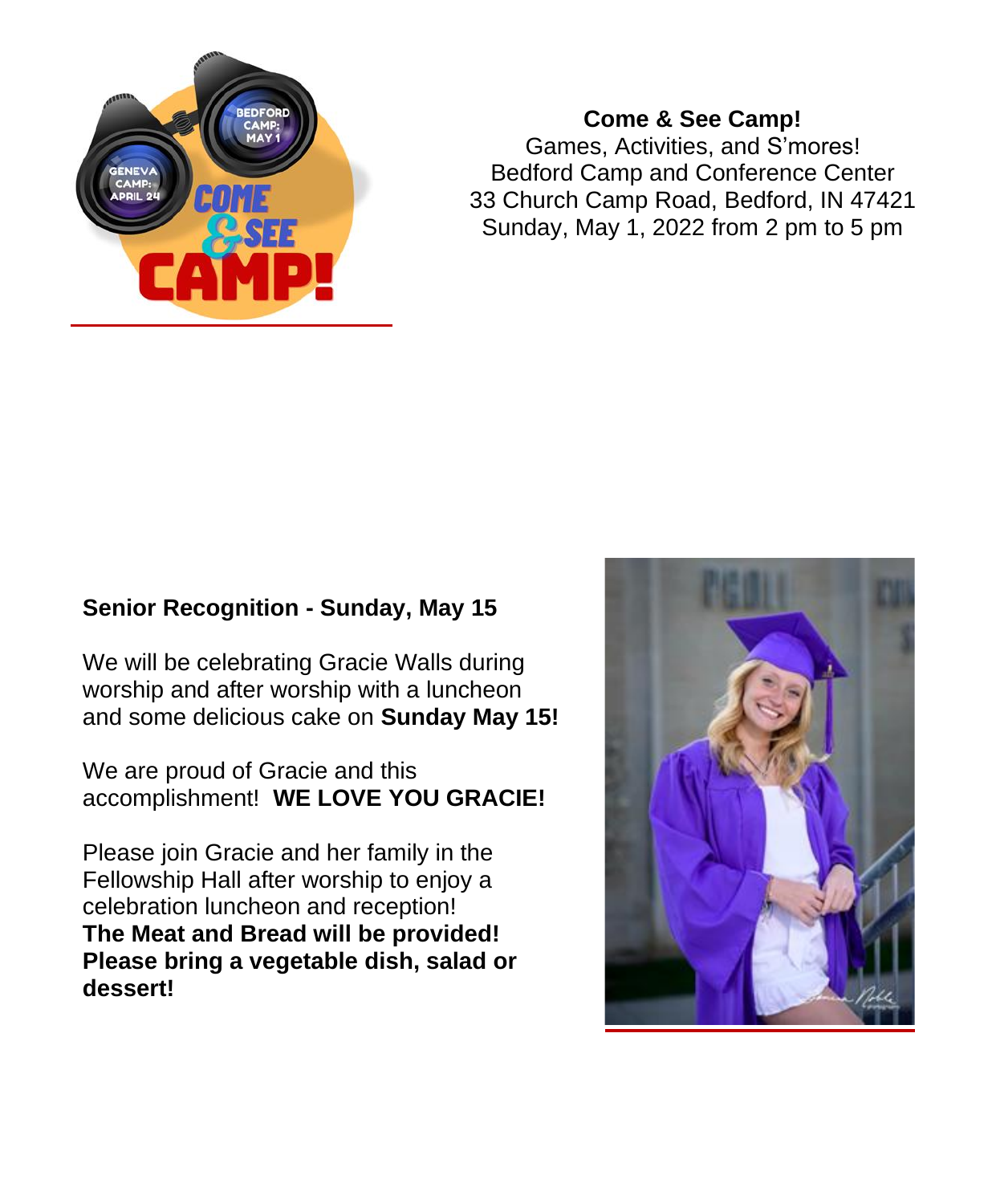**Come & See Camp!**
Games, Activities, and S'mores!
Bedford Camp and Conference Center
33 Church Camp Road, Bedford, IN 47421
Sunday, May 1, 2022 from 2 pm to 5 pm

**Senior Recognition - Sunday, May 15**

We will be celebrating Gracie Walls during worship and after worship with a luncheon and some delicious cake on **Sunday May 15!**

We are proud of Gracie and this accomplishment! **WE LOVE YOU GRACIE!**

Please join Gracie and her family in the Fellowship Hall after worship to enjoy a celebration luncheon and reception!
**The Meat and Bread will be provided! Please bring a vegetable dish, salad or dessert!**